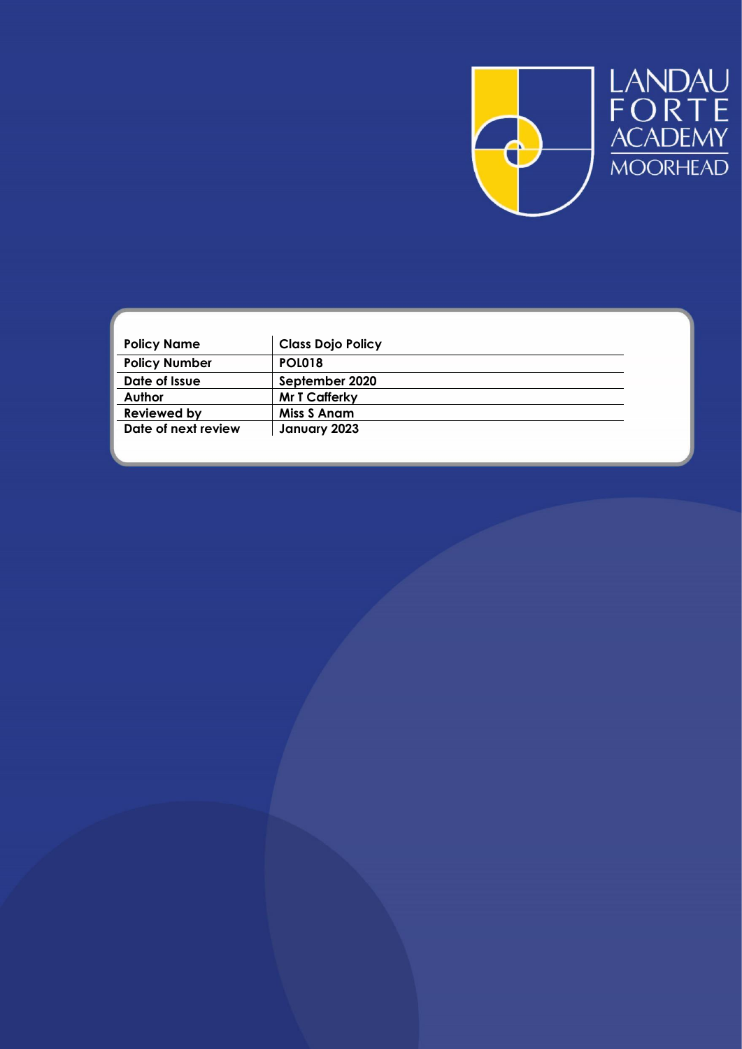LANDAU FORTE ACADEMY MOORHEAD

| Policy Name | Class Dojo Policy |
| --- | --- |
| Policy Number | POL018 |
| Date of Issue | September 2020 |
| Author | Mr T Cafferky |
| Reviewed by | Miss S Anam |
| Date of next review | January 2023 |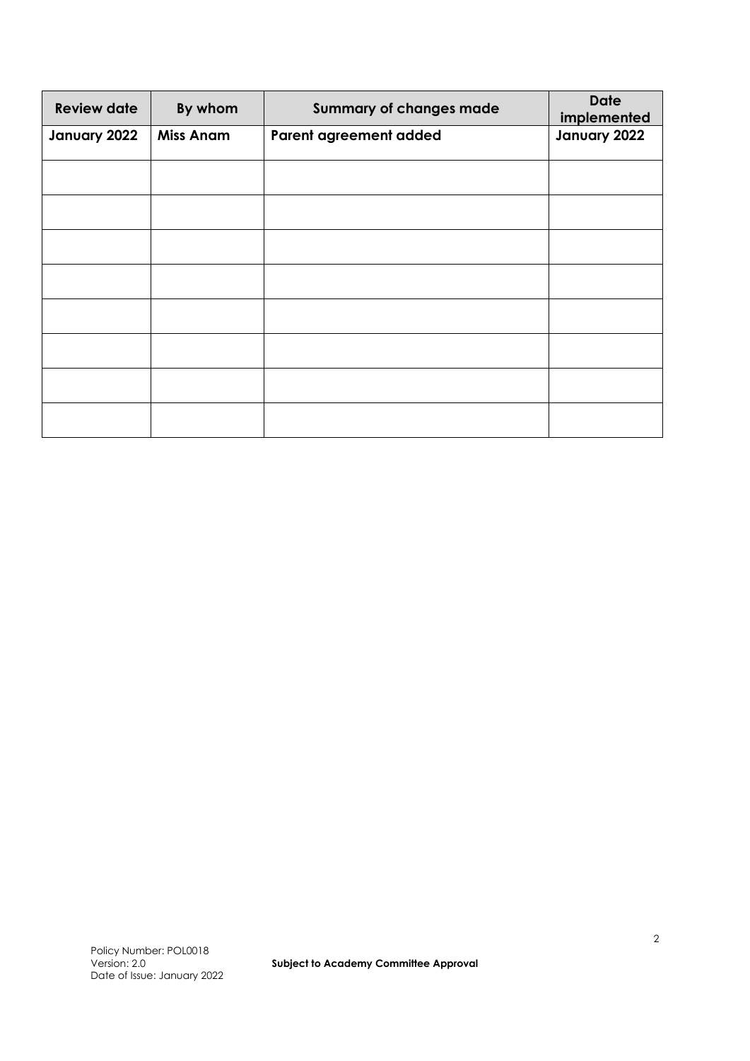| Review date | By whom | Summary of changes made | Date implemented |
|---|---|---|---|
| **January 2022** | **Miss Anam** | **Parent agreement added** | **January 2022** |
| | | | |
| | | | |
| | | | |
| | | | |
| | | | |
| | | | |
| | | | |
| | | | |

Policy Number: POL0018
Version: 2.0
Date of Issue: January 2022

**Subject to Academy Committee Approval**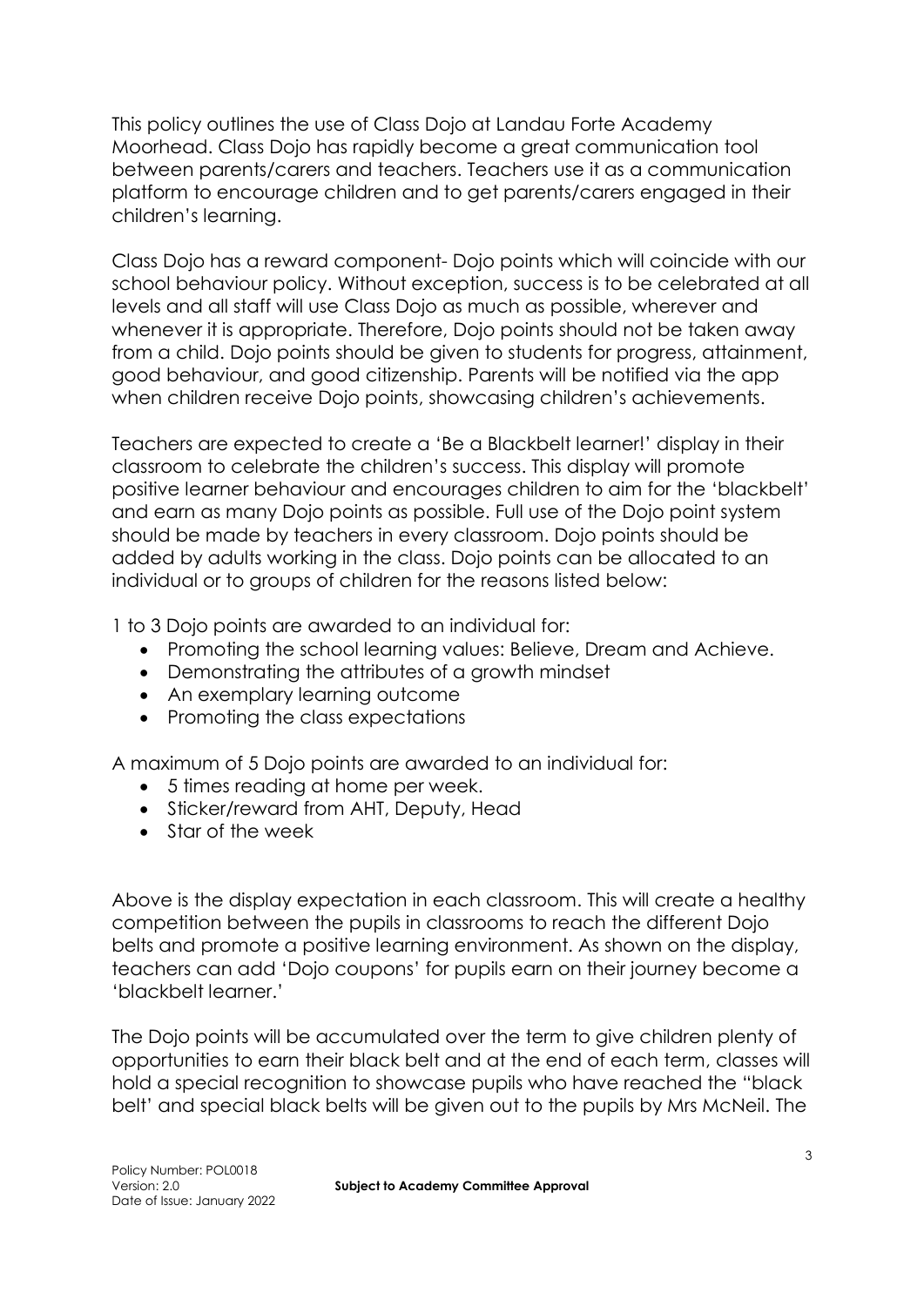This policy outlines the use of Class Dojo at Landau Forte Academy Moorhead. Class Dojo has rapidly become a great communication tool between parents/carers and teachers. Teachers use it as a communication platform to encourage children and to get parents/carers engaged in their children's learning.

Class Dojo has a reward component- Dojo points which will coincide with our school behaviour policy. Without exception, success is to be celebrated at all levels and all staff will use Class Dojo as much as possible, wherever and whenever it is appropriate. Therefore, Dojo points should not be taken away from a child. Dojo points should be given to students for progress, attainment, good behaviour, and good citizenship. Parents will be notified via the app when children receive Dojo points, showcasing children's achievements.

Teachers are expected to create a 'Be a Blackbelt learner!' display in their classroom to celebrate the children's success. This display will promote positive learner behaviour and encourages children to aim for the 'blackbelt' and earn as many Dojo points as possible. Full use of the Dojo point system should be made by teachers in every classroom. Dojo points should be added by adults working in the class. Dojo points can be allocated to an individual or to groups of children for the reasons listed below:

1 to 3 Dojo points are awarded to an individual for:

- Promoting the school learning values: Believe, Dream and Achieve.
- Demonstrating the attributes of a growth mindset
- An exemplary learning outcome
- Promoting the class expectations

A maximum of 5 Dojo points are awarded to an individual for:

- 5 times reading at home per week.
- Sticker/reward from AHT, Deputy, Head
- Star of the week

Above is the display expectation in each classroom. This will create a healthy competition between the pupils in classrooms to reach the different Dojo belts and promote a positive learning environment. As shown on the display, teachers can add 'Dojo coupons' for pupils earn on their journey become a 'blackbelt learner.'

The Dojo points will be accumulated over the term to give children plenty of opportunities to earn their black belt and at the end of each term, classes will hold a special recognition to showcase pupils who have reached the "black belt' and special black belts will be given out to the pupils by Mrs McNeil. The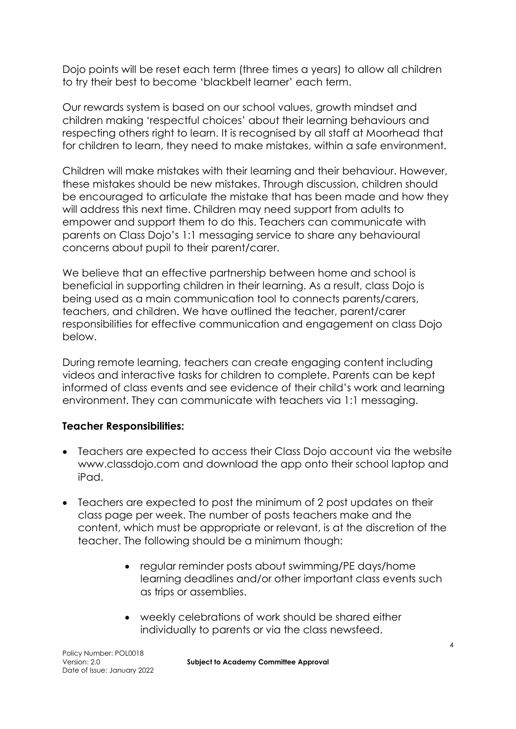Dojo points will be reset each term (three times a years) to allow all children to try their best to become 'blackbelt learner' each term.

Our rewards system is based on our school values, growth mindset and children making 'respectful choices' about their learning behaviours and respecting others right to learn. It is recognised by all staff at Moorhead that for children to learn, they need to make mistakes, within a safe environment.

Children will make mistakes with their learning and their behaviour. However, these mistakes should be new mistakes. Through discussion, children should be encouraged to articulate the mistake that has been made and how they will address this next time. Children may need support from adults to empower and support them to do this. Teachers can communicate with parents on Class Dojo's 1:1 messaging service to share any behavioural concerns about pupil to their parent/carer.

We believe that an effective partnership between home and school is beneficial in supporting children in their learning. As a result, class Dojo is being used as a main communication tool to connects parents/carers, teachers, and children. We have outlined the teacher, parent/carer responsibilities for effective communication and engagement on class Dojo below.

During remote learning, teachers can create engaging content including videos and interactive tasks for children to complete. Parents can be kept informed of class events and see evidence of their child's work and learning environment. They can communicate with teachers via 1:1 messaging.

**Teacher Responsibilities:**

- Teachers are expected to access their Class Dojo account via the website www.classdojo.com and download the app onto their school laptop and iPad.
- Teachers are expected to post the minimum of 2 post updates on their class page per week. The number of posts teachers make and the content, which must be appropriate or relevant, is at the discretion of the teacher. The following should be a minimum though:
    - regular reminder posts about swimming/PE days/home learning deadlines and/or other important class events such as trips or assemblies.
    - weekly celebrations of work should be shared either individually to parents or via the class newsfeed.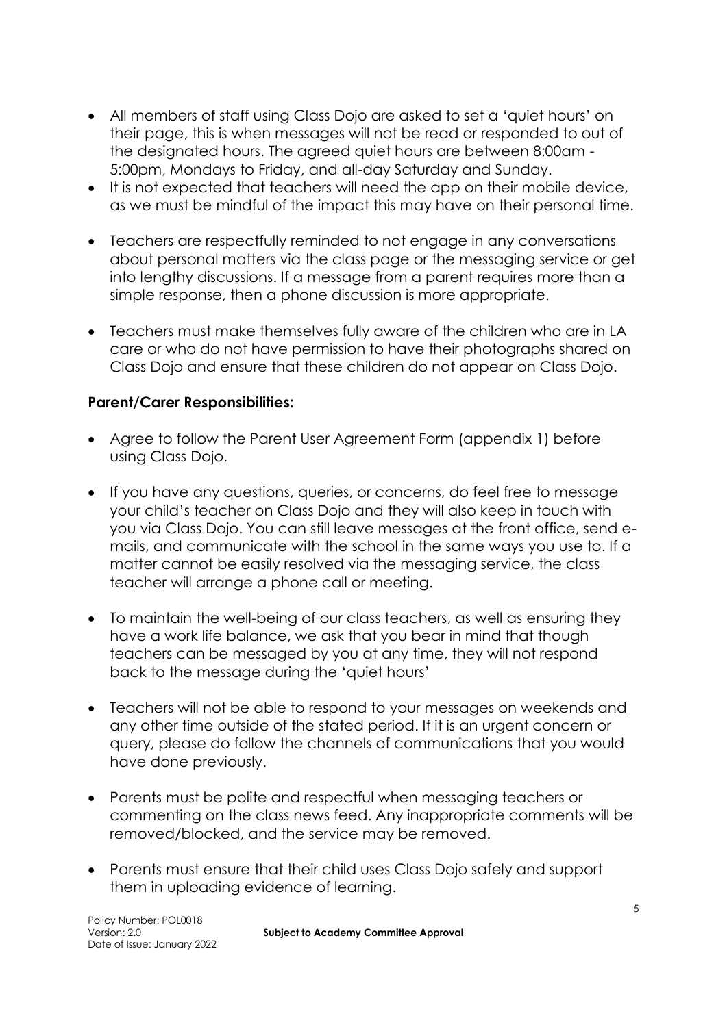- All members of staff using Class Dojo are asked to set a 'quiet hours' on their page, this is when messages will not be read or responded to out of the designated hours. The agreed quiet hours are between 8:00am - 5:00pm, Mondays to Friday, and all-day Saturday and Sunday.
- It is not expected that teachers will need the app on their mobile device, as we must be mindful of the impact this may have on their personal time.
- Teachers are respectfully reminded to not engage in any conversations about personal matters via the class page or the messaging service or get into lengthy discussions. If a message from a parent requires more than a simple response, then a phone discussion is more appropriate.
- Teachers must make themselves fully aware of the children who are in LA care or who do not have permission to have their photographs shared on Class Dojo and ensure that these children do not appear on Class Dojo.

**Parent/Carer Responsibilities:**

- Agree to follow the Parent User Agreement Form (appendix 1) before using Class Dojo.
- If you have any questions, queries, or concerns, do feel free to message your child's teacher on Class Dojo and they will also keep in touch with you via Class Dojo. You can still leave messages at the front office, send e-mails, and communicate with the school in the same ways you use to. If a matter cannot be easily resolved via the messaging service, the class teacher will arrange a phone call or meeting.
- To maintain the well-being of our class teachers, as well as ensuring they have a work life balance, we ask that you bear in mind that though teachers can be messaged by you at any time, they will not respond back to the message during the 'quiet hours'
- Teachers will not be able to respond to your messages on weekends and any other time outside of the stated period. If it is an urgent concern or query, please do follow the channels of communications that you would have done previously.
- Parents must be polite and respectful when messaging teachers or commenting on the class news feed. Any inappropriate comments will be removed/blocked, and the service may be removed.
- Parents must ensure that their child uses Class Dojo safely and support them in uploading evidence of learning.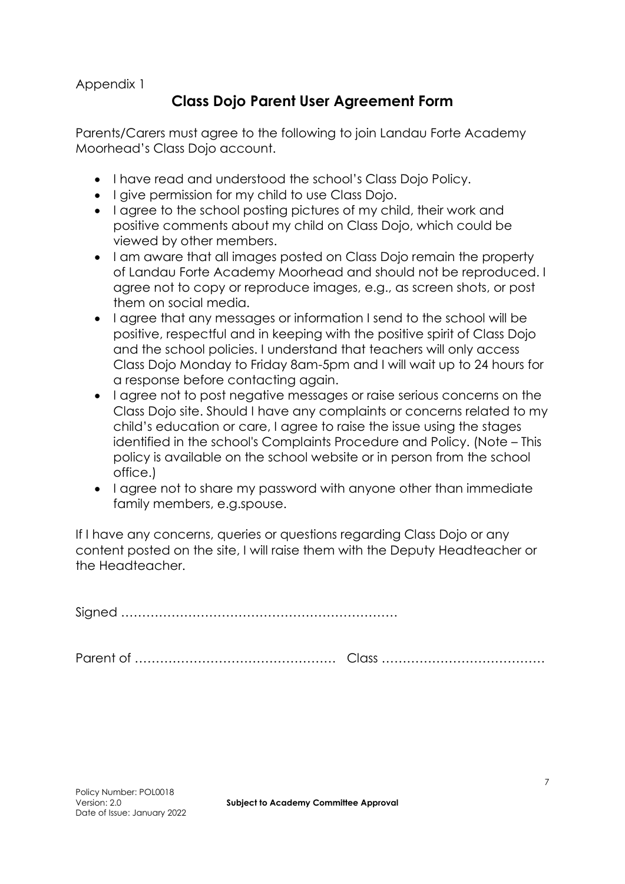Appendix 1

## Class Dojo Parent User Agreement Form

Parents/Carers must agree to the following to join Landau Forte Academy Moorhead's Class Dojo account.

- I have read and understood the school's Class Dojo Policy.
- I give permission for my child to use Class Dojo.
- I agree to the school posting pictures of my child, their work and positive comments about my child on Class Dojo, which could be viewed by other members.
- I am aware that all images posted on Class Dojo remain the property of Landau Forte Academy Moorhead and should not be reproduced. I agree not to copy or reproduce images, e.g., as screen shots, or post them on social media.
- I agree that any messages or information I send to the school will be positive, respectful and in keeping with the positive spirit of Class Dojo and the school policies. I understand that teachers will only access Class Dojo Monday to Friday 8am-5pm and I will wait up to 24 hours for a response before contacting again.
- I agree not to post negative messages or raise serious concerns on the Class Dojo site. Should I have any complaints or concerns related to my child's education or care, I agree to raise the issue using the stages identified in the school's Complaints Procedure and Policy. (Note – This policy is available on the school website or in person from the school office.)
- I agree not to share my password with anyone other than immediate family members, e.g.spouse.

If I have any concerns, queries or questions regarding Class Dojo or any content posted on the site, I will raise them with the Deputy Headteacher or the Headteacher.

Signed …………………………………………………………

Parent of ………………………………………… Class …………………………………

Policy Number: POL0018
Version: 2.0
Date of Issue: January 2022

**Subject to Academy Committee Approval**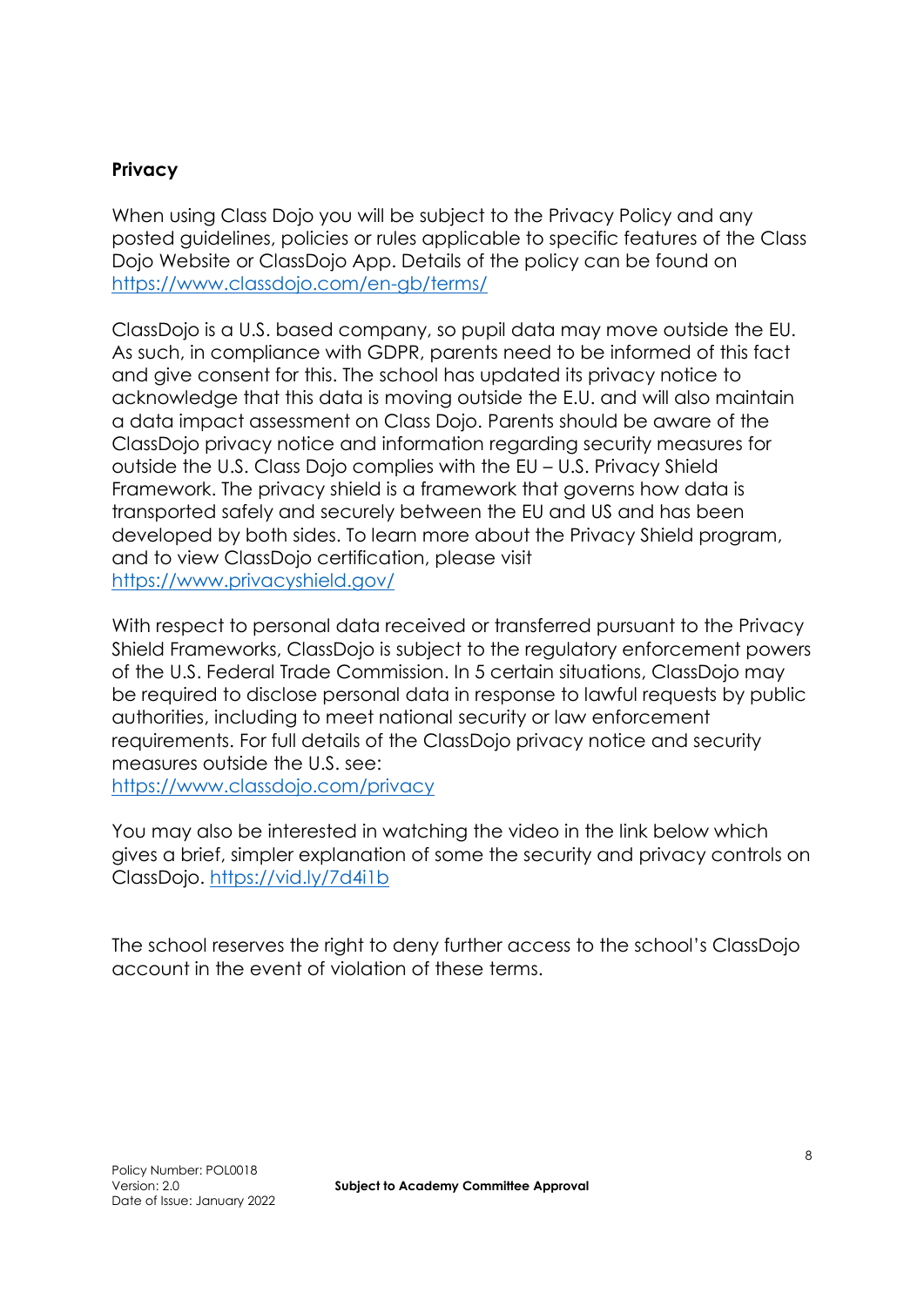**Privacy**

When using Class Dojo you will be subject to the Privacy Policy and any posted guidelines, policies or rules applicable to specific features of the Class Dojo Website or ClassDojo App. Details of the policy can be found on https://www.classdojo.com/en-gb/terms/

ClassDojo is a U.S. based company, so pupil data may move outside the EU. As such, in compliance with GDPR, parents need to be informed of this fact and give consent for this. The school has updated its privacy notice to acknowledge that this data is moving outside the E.U. and will also maintain a data impact assessment on Class Dojo. Parents should be aware of the ClassDojo privacy notice and information regarding security measures for outside the U.S. Class Dojo complies with the EU – U.S. Privacy Shield Framework. The privacy shield is a framework that governs how data is transported safely and securely between the EU and US and has been developed by both sides. To learn more about the Privacy Shield program, and to view ClassDojo certification, please visit https://www.privacyshield.gov/

With respect to personal data received or transferred pursuant to the Privacy Shield Frameworks, ClassDojo is subject to the regulatory enforcement powers of the U.S. Federal Trade Commission. In 5 certain situations, ClassDojo may be required to disclose personal data in response to lawful requests by public authorities, including to meet national security or law enforcement requirements. For full details of the ClassDojo privacy notice and security measures outside the U.S. see: https://www.classdojo.com/privacy

You may also be interested in watching the video in the link below which gives a brief, simpler explanation of some the security and privacy controls on ClassDojo. https://vid.ly/7d4i1b

The school reserves the right to deny further access to the school's ClassDojo account in the event of violation of these terms.

Policy Number: POL0018
Version: 2.0
Date of Issue: January 2022

**Subject to Academy Committee Approval**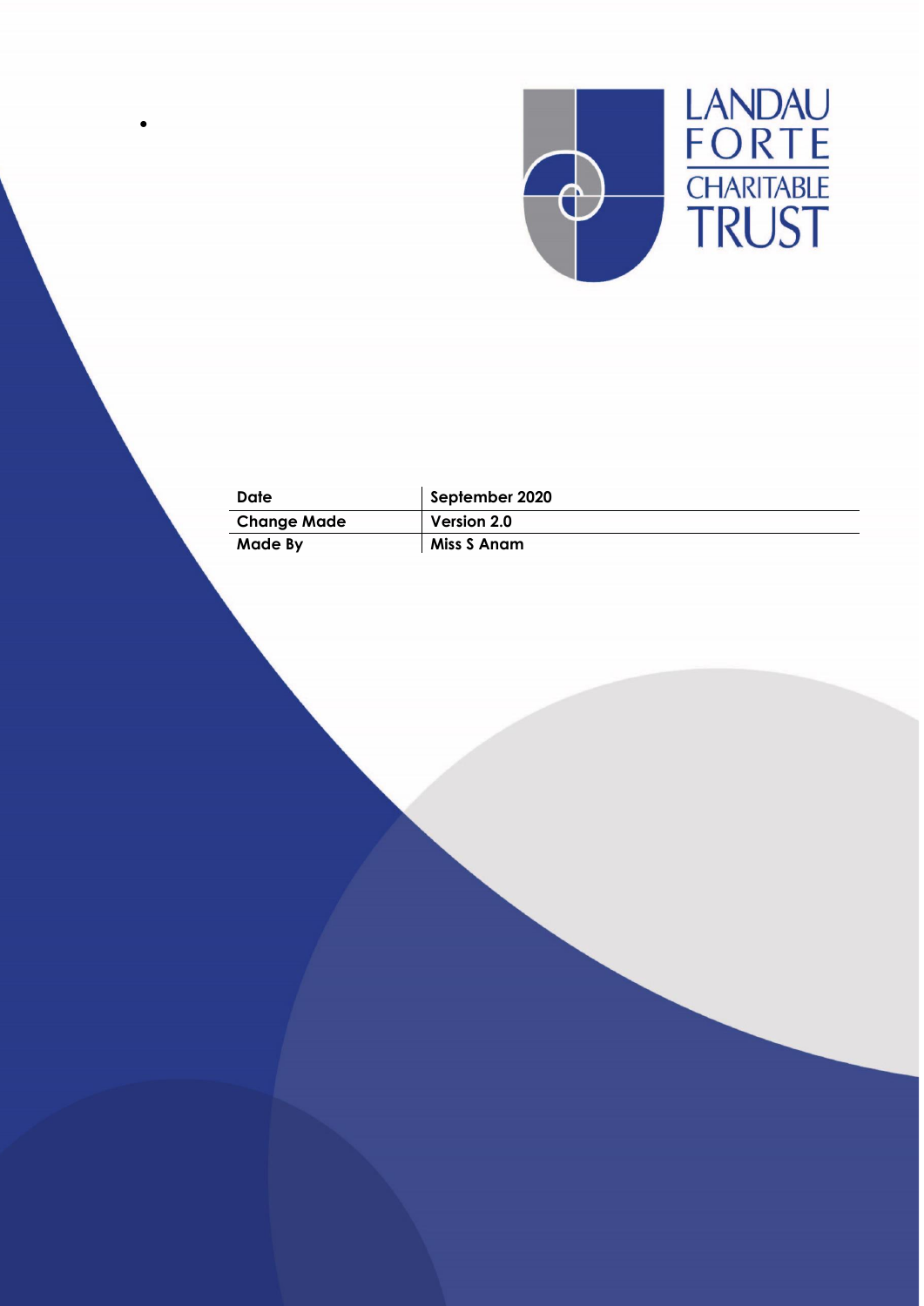LANDAU FORTE CHARITABLE TRUST

| | |
|---|---|
| **Date** | **September 2020** |
| **Change Made** | **Version 2.0** |
| **Made By** | **Miss S Anam** |